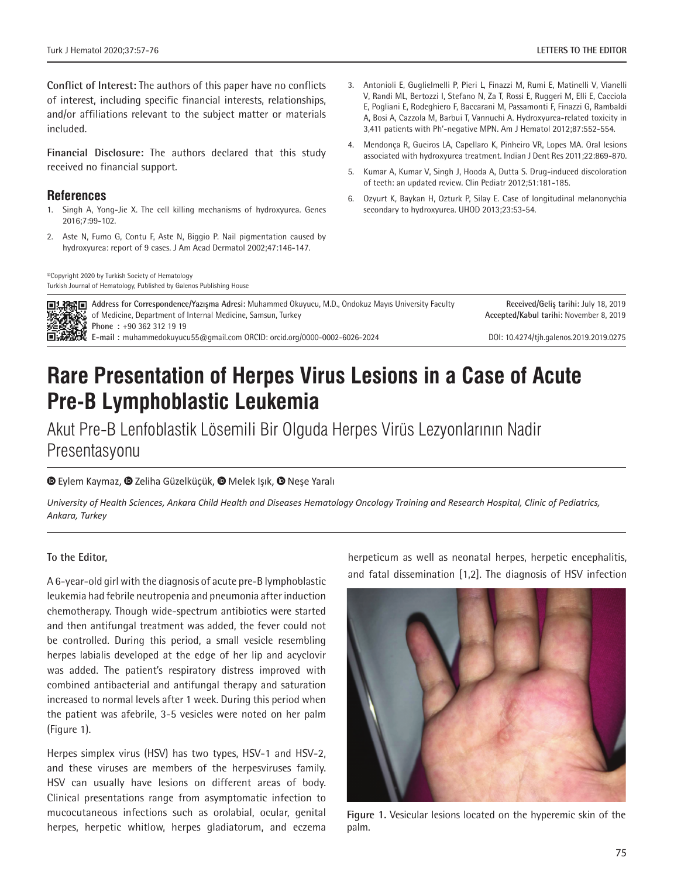**Conflict of Interest:** The authors of this paper have no conflicts of interest, including specific financial interests, relationships, and/or affiliations relevant to the subject matter or materials included.

**Financial Disclosure:** The authors declared that this study received no financial support.

## References

1. Singh A, Yong-Jie X. The cell killing mechanisms of hydroxyurea. Genes 2016;7:99-102.
2. Aste N, Fumo G, Contu F, Aste N, Biggio P. Nail pigmentation caused by hydroxyurea: report of 9 cases. J Am Acad Dermatol 2002;47:146-147.
3. Antonioli E, Guglielmelli P, Pieri L, Finazzi M, Rumi E, Matinelli V, Vianelli V, Randi ML, Bertozzi I, Stefano N, Za T, Rossi E, Ruggeri M, Elli E, Cacciola E, Pogliani E, Rodeghiero F, Baccarani M, Passamonti F, Finazzi G, Rambaldi A, Bosi A, Cazzola M, Barbui T, Vannuchi A. Hydroxyurea-related toxicity in 3,411 patients with Ph'-negative MPN. Am J Hematol 2012;87:552-554.
4. Mendonça R, Gueiros LA, Capellaro K, Pinheiro VR, Lopes MA. Oral lesions associated with hydroxyurea treatment. Indian J Dent Res 2011;22:869-870.
5. Kumar A, Kumar V, Singh J, Hooda A, Dutta S. Drug-induced discoloration of teeth: an updated review. Clin Pediatr 2012;51:181-185.
6. Ozyurt K, Baykan H, Ozturk P, Silay E. Case of longitudinal melanonychia secondary to hydroxyurea. UHOD 2013;23:53-54.

©Copyright 2020 by Turkish Society of Hematology
Turkish Journal of Hematology, Published by Galenos Publishing House

**Address for Correspondence/Yazışma Adresi:** Muhammed Okuyucu, M.D., Ondokuz Mayıs University Faculty of Medicine, Department of Internal Medicine, Samsun, Turkey
**Phone :** +90 362 312 19 19
**E-mail :** muhammedokuyucu55@gmail.com ORCID: orcid.org/0000-0002-6026-2024

**Received/Geliş tarihi:** July 18, 2019
**Accepted/Kabul tarihi:** November 8, 2019

DOI: 10.4274/tjh.galenos.2019.2019.0275

# Rare Presentation of Herpes Virus Lesions in a Case of Acute Pre-B Lymphoblastic Leukemia

## Akut Pre-B Lenfoblastik Lösemili Bir Olguda Herpes Virüs Lezyonlarının Nadir Presentasyonu

Eylem Kaymaz, Zeliha Güzelküçük, Melek Işık, Neşe Yaralı

*University of Health Sciences, Ankara Child Health and Diseases Hematology Oncology Training and Research Hospital, Clinic of Pediatrics, Ankara, Turkey*

**To the Editor,**

A 6-year-old girl with the diagnosis of acute pre-B lymphoblastic leukemia had febrile neutropenia and pneumonia after induction chemotherapy. Though wide-spectrum antibiotics were started and then antifungal treatment was added, the fever could not be controlled. During this period, a small vesicle resembling herpes labialis developed at the edge of her lip and acyclovir was added. The patient's respiratory distress improved with combined antibacterial and antifungal therapy and saturation increased to normal levels after 1 week. During this period when the patient was afebrile, 3-5 vesicles were noted on her palm (Figure 1).

Herpes simplex virus (HSV) has two types, HSV-1 and HSV-2, and these viruses are members of the herpesviruses family. HSV can usually have lesions on different areas of body. Clinical presentations range from asymptomatic infection to mucocutaneous infections such as orolabial, ocular, genital herpes, herpetic whitlow, herpes gladiatorum, and eczema herpeticum as well as neonatal herpes, herpetic encephalitis, and fatal dissemination [1,2]. The diagnosis of HSV infection

**Figure 1.** Vesicular lesions located on the hyperemic skin of the palm.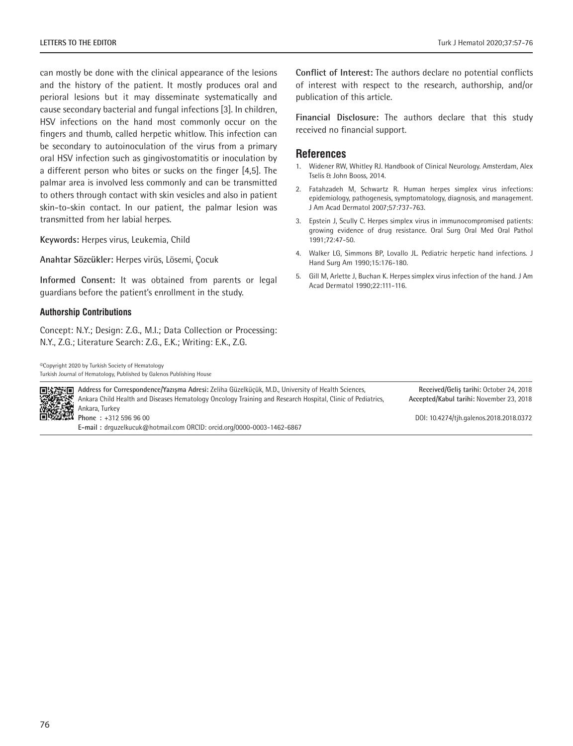can mostly be done with the clinical appearance of the lesions and the history of the patient. It mostly produces oral and perioral lesions but it may disseminate systematically and cause secondary bacterial and fungal infections [3]. In children, HSV infections on the hand most commonly occur on the fingers and thumb, called herpetic whitlow. This infection can be secondary to autoinoculation of the virus from a primary oral HSV infection such as gingivostomatitis or inoculation by a different person who bites or sucks on the finger [4,5]. The palmar area is involved less commonly and can be transmitted to others through contact with skin vesicles and also in patient skin-to-skin contact. In our patient, the palmar lesion was transmitted from her labial herpes.

**Keywords:** Herpes virus, Leukemia, Child

**Anahtar Sözcükler:** Herpes virüs, Lösemi, Çocuk

**Informed Consent:** It was obtained from parents or legal guardians before the patient's enrollment in the study.

### Authorship Contributions

Concept: N.Y.; Design: Z.G., M.I.; Data Collection or Processing: N.Y., Z.G.; Literature Search: Z.G., E.K.; Writing: E.K., Z.G.

**Conflict of Interest:** The authors declare no potential conflicts of interest with respect to the research, authorship, and/or publication of this article.

**Financial Disclosure:** The authors declare that this study received no financial support.

## References

1. Widener RW, Whitley RJ. Handbook of Clinical Neurology. Amsterdam, Alex Tselis & John Booss, 2014.
2. Fatahzadeh M, Schwartz R. Human herpes simplex virus infections: epidemiology, pathogenesis, symptomatology, diagnosis, and management. J Am Acad Dermatol 2007;57:737-763.
3. Epstein J, Scully C. Herpes simplex virus in immunocompromised patients: growing evidence of drug resistance. Oral Surg Oral Med Oral Pathol 1991;72:47-50.
4. Walker LG, Simmons BP, Lovallo JL. Pediatric herpetic hand infections. J Hand Surg Am 1990;15:176-180.
5. Gill M, Arlette J, Buchan K. Herpes simplex virus infection of the hand. J Am Acad Dermatol 1990;22:111-116.

©Copyright 2020 by Turkish Society of Hematology
Turkish Journal of Hematology, Published by Galenos Publishing House

**Address for Correspondence/Yazışma Adresi:** Zeliha Güzelküçük, M.D., University of Health Sciences, Ankara Child Health and Diseases Hematology Oncology Training and Research Hospital, Clinic of Pediatrics, Ankara, Turkey
**Phone :** +312 596 96 00
**E-mail :** drguzelkucuk@hotmail.com ORCID: orcid.org/0000-0003-1462-6867

**Received/Geliş tarihi:** October 24, 2018
**Accepted/Kabul tarihi:** November 23, 2018

DOI: 10.4274/tjh.galenos.2018.2018.0372